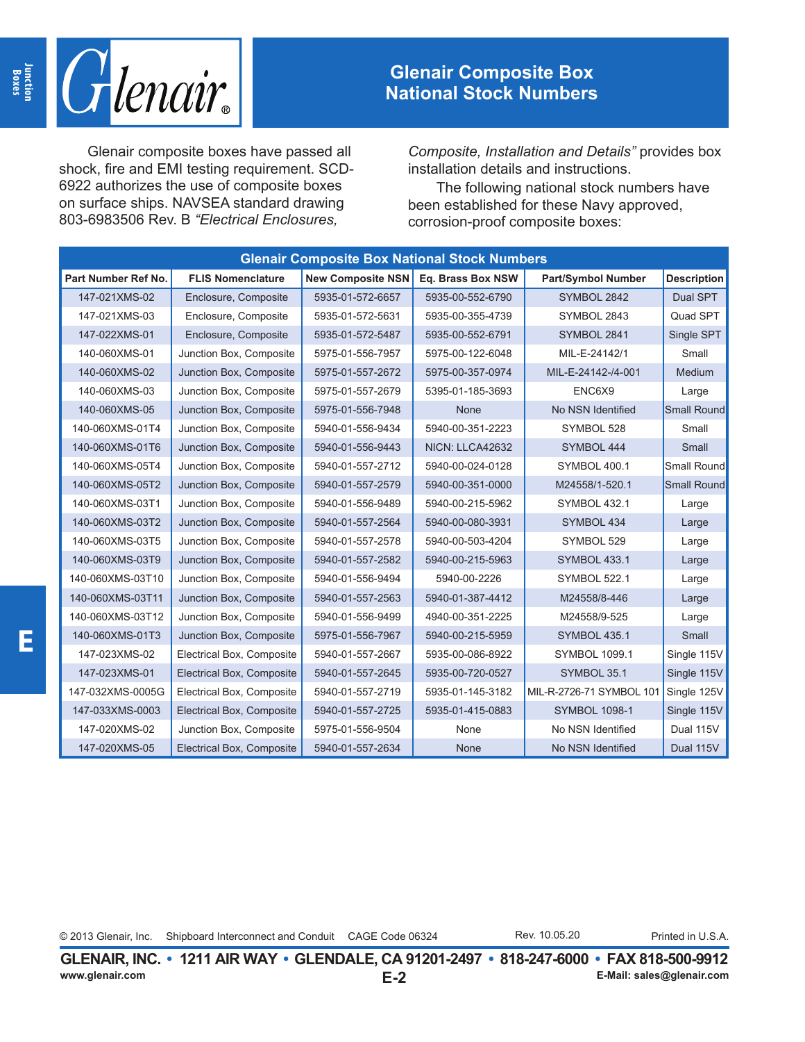# Glenair Composite Box National Stock Numbers

Glenair composite boxes have passed all shock, fire and EMI testing requirement. SCD-6922 authorizes the use of composite boxes on surface ships. NAVSEA standard drawing 803-6983506 Rev. B *"Electrical Enclosures, Composite, Installation and Details"* provides box installation details and instructions.

The following national stock numbers have been established for these Navy approved, corrosion-proof composite boxes:

**Glenair Composite Box National Stock Numbers**

| Part Number Ref No. | FLIS Nomenclature | New Composite NSN | Eq. Brass Box NSW | Part/Symbol Number | Description |
|---|---|---|---|---|---|
| 147-021XMS-02 | Enclosure, Composite | 5935-01-572-6657 | 5935-00-552-6790 | SYMBOL 2842 | Dual SPT |
| 147-021XMS-03 | Enclosure, Composite | 5935-01-572-5631 | 5935-00-355-4739 | SYMBOL 2843 | Quad SPT |
| 147-022XMS-01 | Enclosure, Composite | 5935-01-572-5487 | 5935-00-552-6791 | SYMBOL 2841 | Single SPT |
| 140-060XMS-01 | Junction Box, Composite | 5975-01-556-7957 | 5975-00-122-6048 | MIL-E-24142/1 | Small |
| 140-060XMS-02 | Junction Box, Composite | 5975-01-557-2672 | 5975-00-357-0974 | MIL-E-24142-/4-001 | Medium |
| 140-060XMS-03 | Junction Box, Composite | 5975-01-557-2679 | 5395-01-185-3693 | ENC6X9 | Large |
| 140-060XMS-05 | Junction Box, Composite | 5975-01-556-7948 | None | No NSN Identified | Small Round |
| 140-060XMS-01T4 | Junction Box, Composite | 5940-01-556-9434 | 5940-00-351-2223 | SYMBOL 528 | Small |
| 140-060XMS-01T6 | Junction Box, Composite | 5940-01-556-9443 | NICN: LLCA42632 | SYMBOL 444 | Small |
| 140-060XMS-05T4 | Junction Box, Composite | 5940-01-557-2712 | 5940-00-024-0128 | SYMBOL 400.1 | Small Round |
| 140-060XMS-05T2 | Junction Box, Composite | 5940-01-557-2579 | 5940-00-351-0000 | M24558/1-520.1 | Small Round |
| 140-060XMS-03T1 | Junction Box, Composite | 5940-01-556-9489 | 5940-00-215-5962 | SYMBOL 432.1 | Large |
| 140-060XMS-03T2 | Junction Box, Composite | 5940-01-557-2564 | 5940-00-080-3931 | SYMBOL 434 | Large |
| 140-060XMS-03T5 | Junction Box, Composite | 5940-01-557-2578 | 5940-00-503-4204 | SYMBOL 529 | Large |
| 140-060XMS-03T9 | Junction Box, Composite | 5940-01-557-2582 | 5940-00-215-5963 | SYMBOL 433.1 | Large |
| 140-060XMS-03T10 | Junction Box, Composite | 5940-01-556-9494 | 5940-00-2226 | SYMBOL 522.1 | Large |
| 140-060XMS-03T11 | Junction Box, Composite | 5940-01-557-2563 | 5940-01-387-4412 | M24558/8-446 | Large |
| 140-060XMS-03T12 | Junction Box, Composite | 5940-01-556-9499 | 4940-00-351-2225 | M24558/9-525 | Large |
| 140-060XMS-01T3 | Junction Box, Composite | 5975-01-556-7967 | 5940-00-215-5959 | SYMBOL 435.1 | Small |
| 147-023XMS-02 | Electrical Box, Composite | 5940-01-557-2667 | 5935-00-086-8922 | SYMBOL 1099.1 | Single 115V |
| 147-023XMS-01 | Electrical Box, Composite | 5940-01-557-2645 | 5935-00-720-0527 | SYMBOL 35.1 | Single 115V |
| 147-032XMS-0005G | Electrical Box, Composite | 5940-01-557-2719 | 5935-01-145-3182 | MIL-R-2726-71 SYMBOL 101 | Single 125V |
| 147-033XMS-0003 | Electrical Box, Composite | 5940-01-557-2725 | 5935-01-415-0883 | SYMBOL 1098-1 | Single 115V |
| 147-020XMS-02 | Junction Box, Composite | 5975-01-556-9504 | None | No NSN Identified | Dual 115V |
| 147-020XMS-05 | Electrical Box, Composite | 5940-01-557-2634 | None | No NSN Identified | Dual 115V |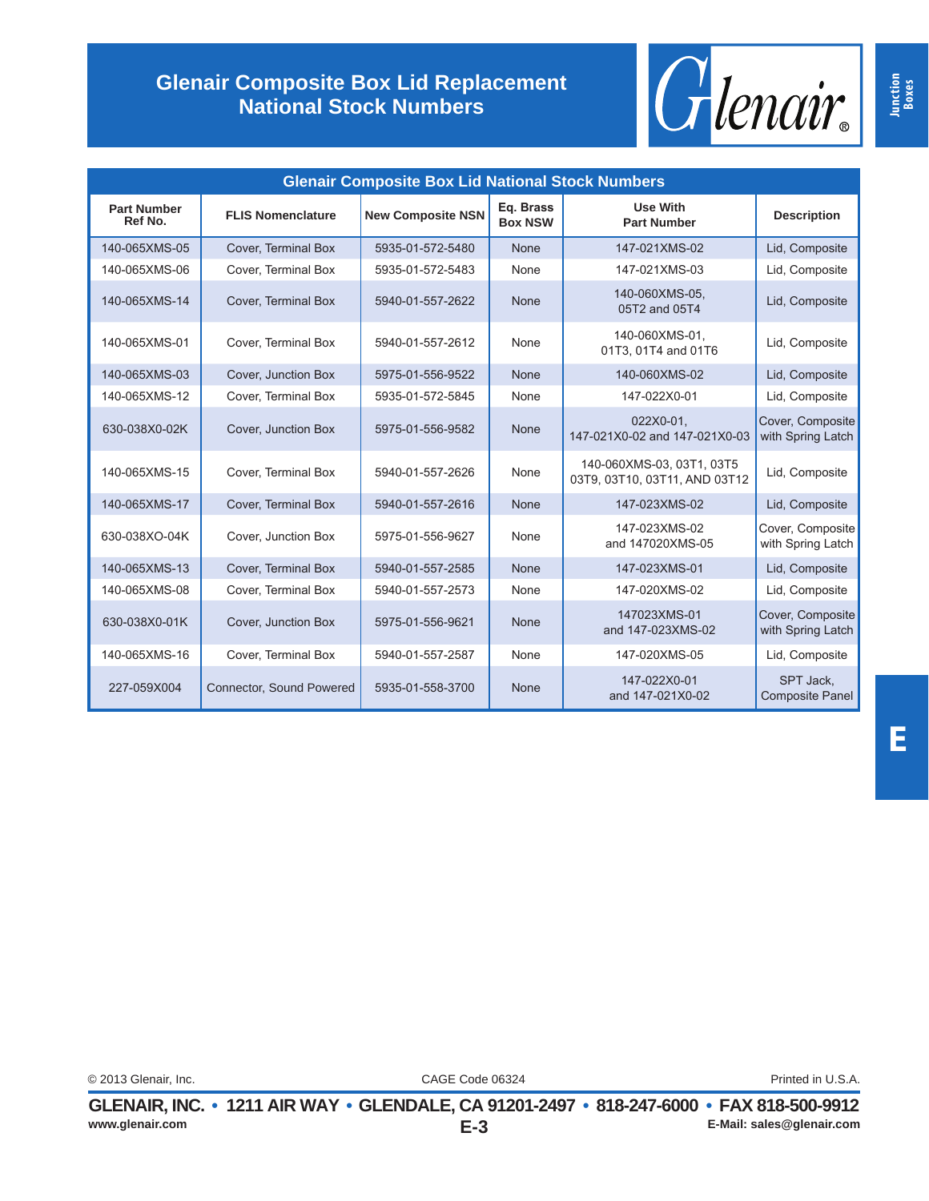# Glenair Composite Box Lid Replacement National Stock Numbers

## Glenair Composite Box Lid National Stock Numbers

| Part Number Ref No. | FLIS Nomenclature | New Composite NSN | Eq. Brass Box NSW | Use With Part Number | Description |
|---|---|---|---|---|---|
| 140-065XMS-05 | Cover, Terminal Box | 5935-01-572-5480 | None | 147-021XMS-02 | Lid, Composite |
| 140-065XMS-06 | Cover, Terminal Box | 5935-01-572-5483 | None | 147-021XMS-03 | Lid, Composite |
| 140-065XMS-14 | Cover, Terminal Box | 5940-01-557-2622 | None | 140-060XMS-05, 05T2 and 05T4 | Lid, Composite |
| 140-065XMS-01 | Cover, Terminal Box | 5940-01-557-2612 | None | 140-060XMS-01, 01T3, 01T4 and 01T6 | Lid, Composite |
| 140-065XMS-03 | Cover, Junction Box | 5975-01-556-9522 | None | 140-060XMS-02 | Lid, Composite |
| 140-065XMS-12 | Cover, Terminal Box | 5935-01-572-5845 | None | 147-022X0-01 | Lid, Composite |
| 630-038X0-02K | Cover, Junction Box | 5975-01-556-9582 | None | 022X0-01, 147-021X0-02 and 147-021X0-03 | Cover, Composite with Spring Latch |
| 140-065XMS-15 | Cover, Terminal Box | 5940-01-557-2626 | None | 140-060XMS-03, 03T1, 03T5 03T9, 03T10, 03T11, AND 03T12 | Lid, Composite |
| 140-065XMS-17 | Cover, Terminal Box | 5940-01-557-2616 | None | 147-023XMS-02 | Lid, Composite |
| 630-038XO-04K | Cover, Junction Box | 5975-01-556-9627 | None | 147-023XMS-02 and 147020XMS-05 | Cover, Composite with Spring Latch |
| 140-065XMS-13 | Cover, Terminal Box | 5940-01-557-2585 | None | 147-023XMS-01 | Lid, Composite |
| 140-065XMS-08 | Cover, Terminal Box | 5940-01-557-2573 | None | 147-020XMS-02 | Lid, Composite |
| 630-038X0-01K | Cover, Junction Box | 5975-01-556-9621 | None | 147023XMS-01 and 147-023XMS-02 | Cover, Composite with Spring Latch |
| 140-065XMS-16 | Cover, Terminal Box | 5940-01-557-2587 | None | 147-020XMS-05 | Lid, Composite |
| 227-059X004 | Connector, Sound Powered | 5935-01-558-3700 | None | 147-022X0-01 and 147-021X0-02 | SPT Jack, Composite Panel |